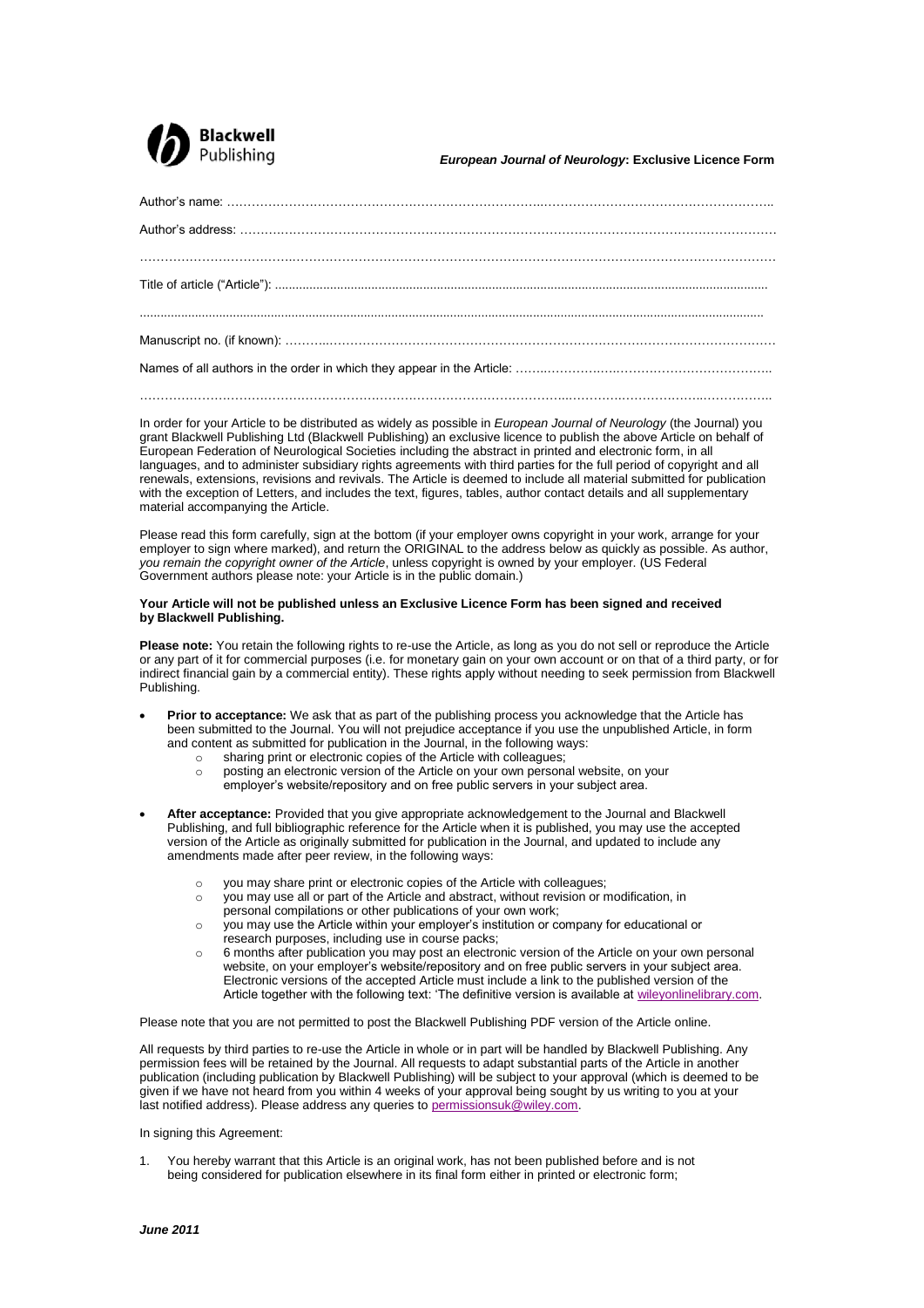**Blackwell Publishing**

***European Journal of Neurology*: Exclusive Licence Form**

Author's name: ………………………………………………………………………………………………………………………………

Author's address: ……………………………………………………………………………………………………………………………

………………………………………………………………………………………………………………………………………………

Title of article ("Article"): ...................................................................................................................................................

......................................................................................................................................................................................

Manuscript no. (if known): ……….……………………………………………………………………………………………………

Names of all authors in the order in which they appear in the Article: ……..……………..…………………………………..

………………………………………………………………………………………………………………………………………………

In order for your Article to be distributed as widely as possible in *European Journal of Neurology* (the Journal) you grant Blackwell Publishing Ltd (Blackwell Publishing) an exclusive licence to publish the above Article on behalf of European Federation of Neurological Societies including the abstract in printed and electronic form, in all languages, and to administer subsidiary rights agreements with third parties for the full period of copyright and all renewals, extensions, revisions and revivals. The Article is deemed to include all material submitted for publication with the exception of Letters, and includes the text, figures, tables, author contact details and all supplementary material accompanying the Article.

Please read this form carefully, sign at the bottom (if your employer owns copyright in your work, arrange for your employer to sign where marked), and return the ORIGINAL to the address below as quickly as possible. As author, *you remain the copyright owner of the Article*, unless copyright is owned by your employer. (US Federal Government authors please note: your Article is in the public domain.)

**Your Article will not be published unless an Exclusive Licence Form has been signed and received by Blackwell Publishing.**

**Please note:** You retain the following rights to re-use the Article, as long as you do not sell or reproduce the Article or any part of it for commercial purposes (i.e. for monetary gain on your own account or on that of a third party, or for indirect financial gain by a commercial entity). These rights apply without needing to seek permission from Blackwell Publishing.

- **Prior to acceptance:** We ask that as part of the publishing process you acknowledge that the Article has been submitted to the Journal. You will not prejudice acceptance if you use the unpublished Article, in form and content as submitted for publication in the Journal, in the following ways:
  - sharing print or electronic copies of the Article with colleagues;
  - posting an electronic version of the Article on your own personal website, on your employer's website/repository and on free public servers in your subject area.
- **After acceptance:** Provided that you give appropriate acknowledgement to the Journal and Blackwell Publishing, and full bibliographic reference for the Article when it is published, you may use the accepted version of the Article as originally submitted for publication in the Journal, and updated to include any amendments made after peer review, in the following ways:
  - you may share print or electronic copies of the Article with colleagues;
  - you may use all or part of the Article and abstract, without revision or modification, in personal compilations or other publications of your own work;
  - you may use the Article within your employer's institution or company for educational or research purposes, including use in course packs;
  - 6 months after publication you may post an electronic version of the Article on your own personal website, on your employer's website/repository and on free public servers in your subject area. Electronic versions of the accepted Article must include a link to the published version of the Article together with the following text: 'The definitive version is available at wileyonlinelibrary.com.

Please note that you are not permitted to post the Blackwell Publishing PDF version of the Article online.

All requests by third parties to re-use the Article in whole or in part will be handled by Blackwell Publishing. Any permission fees will be retained by the Journal. All requests to adapt substantial parts of the Article in another publication (including publication by Blackwell Publishing) will be subject to your approval (which is deemed to be given if we have not heard from you within 4 weeks of your approval being sought by us writing to you at your last notified address). Please address any queries to permissionsuk@wiley.com.

In signing this Agreement:

1. You hereby warrant that this Article is an original work, has not been published before and is not being considered for publication elsewhere in its final form either in printed or electronic form;

***June 2011***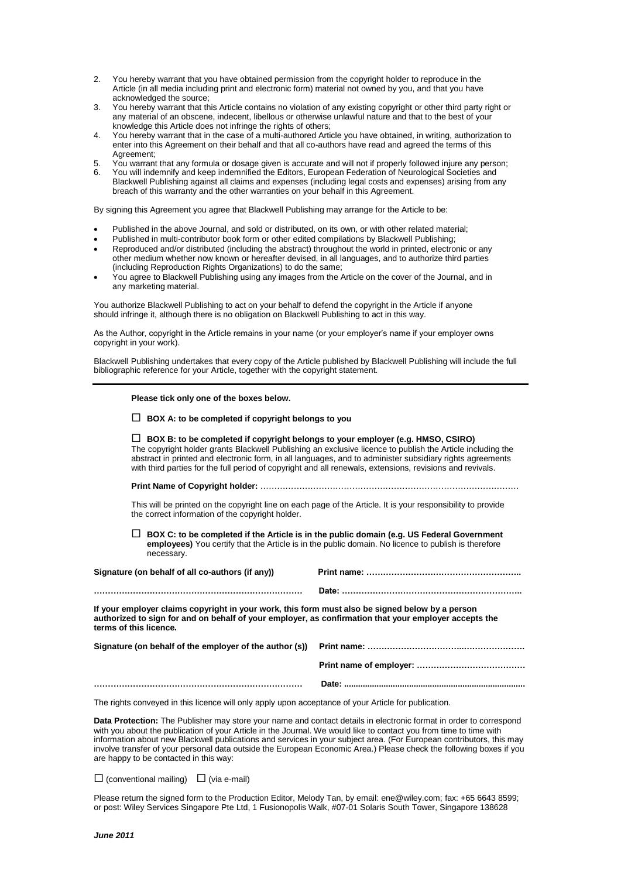2. You hereby warrant that you have obtained permission from the copyright holder to reproduce in the Article (in all media including print and electronic form) material not owned by you, and that you have acknowledged the source;
3. You hereby warrant that this Article contains no violation of any existing copyright or other third party right or any material of an obscene, indecent, libellous or otherwise unlawful nature and that to the best of your knowledge this Article does not infringe the rights of others;
4. You hereby warrant that in the case of a multi-authored Article you have obtained, in writing, authorization to enter into this Agreement on their behalf and that all co-authors have read and agreed the terms of this Agreement;
5. You warrant that any formula or dosage given is accurate and will not if properly followed injure any person;
6. You will indemnify and keep indemnified the Editors, European Federation of Neurological Societies and Blackwell Publishing against all claims and expenses (including legal costs and expenses) arising from any breach of this warranty and the other warranties on your behalf in this Agreement.

By signing this Agreement you agree that Blackwell Publishing may arrange for the Article to be:

- Published in the above Journal, and sold or distributed, on its own, or with other related material;
- Published in multi-contributor book form or other edited compilations by Blackwell Publishing;
- Reproduced and/or distributed (including the abstract) throughout the world in printed, electronic or any other medium whether now known or hereafter devised, in all languages, and to authorize third parties (including Reproduction Rights Organizations) to do the same;
- You agree to Blackwell Publishing using any images from the Article on the cover of the Journal, and in any marketing material.

You authorize Blackwell Publishing to act on your behalf to defend the copyright in the Article if anyone should infringe it, although there is no obligation on Blackwell Publishing to act in this way.

As the Author, copyright in the Article remains in your name (or your employer's name if your employer owns copyright in your work).

Blackwell Publishing undertakes that every copy of the Article published by Blackwell Publishing will include the full bibliographic reference for your Article, together with the copyright statement.

---

**Please tick only one of the boxes below.**

☐ **BOX A: to be completed if copyright belongs to you**

☐ **BOX B: to be completed if copyright belongs to your employer (e.g. HMSO, CSIRO)**
The copyright holder grants Blackwell Publishing an exclusive licence to publish the Article including the abstract in printed and electronic form, in all languages, and to administer subsidiary rights agreements with third parties for the full period of copyright and all renewals, extensions, revisions and revivals.

**Print Name of Copyright holder:** …………………………………………………………………………………

This will be printed on the copyright line on each page of the Article. It is your responsibility to provide the correct information of the copyright holder.

☐ **BOX C: to be completed if the Article is in the public domain (e.g. US Federal Government employees)** You certify that the Article is in the public domain. No licence to publish is therefore necessary.

**Signature (on behalf of all co-authors (if any))** **Print name:** ………………………………………………..

……………………………………………………………… **Date:** ………………………………………………………..

**If your employer claims copyright in your work, this form must also be signed below by a person authorized to sign for and on behalf of your employer, as confirmation that your employer accepts the terms of this licence.**

**Signature (on behalf of the employer of the author (s))** **Print name:** ……………………………………………….

**Print name of employer:** …………………………………

……………………………………………………………… **Date:** ..........................................................................

The rights conveyed in this licence will only apply upon acceptance of your Article for publication.

**Data Protection:** The Publisher may store your name and contact details in electronic format in order to correspond with you about the publication of your Article in the Journal. We would like to contact you from time to time with information about new Blackwell publications and services in your subject area. (For European contributors, this may involve transfer of your personal data outside the European Economic Area.) Please check the following boxes if you are happy to be contacted in this way:

☐ (conventional mailing) ☐ (via e-mail)

Please return the signed form to the Production Editor, Melody Tan, by email: ene@wiley.com; fax: +65 6643 8599; or post: Wiley Services Singapore Pte Ltd, 1 Fusionopolis Walk, #07-01 Solaris South Tower, Singapore 138628

***June 2011***